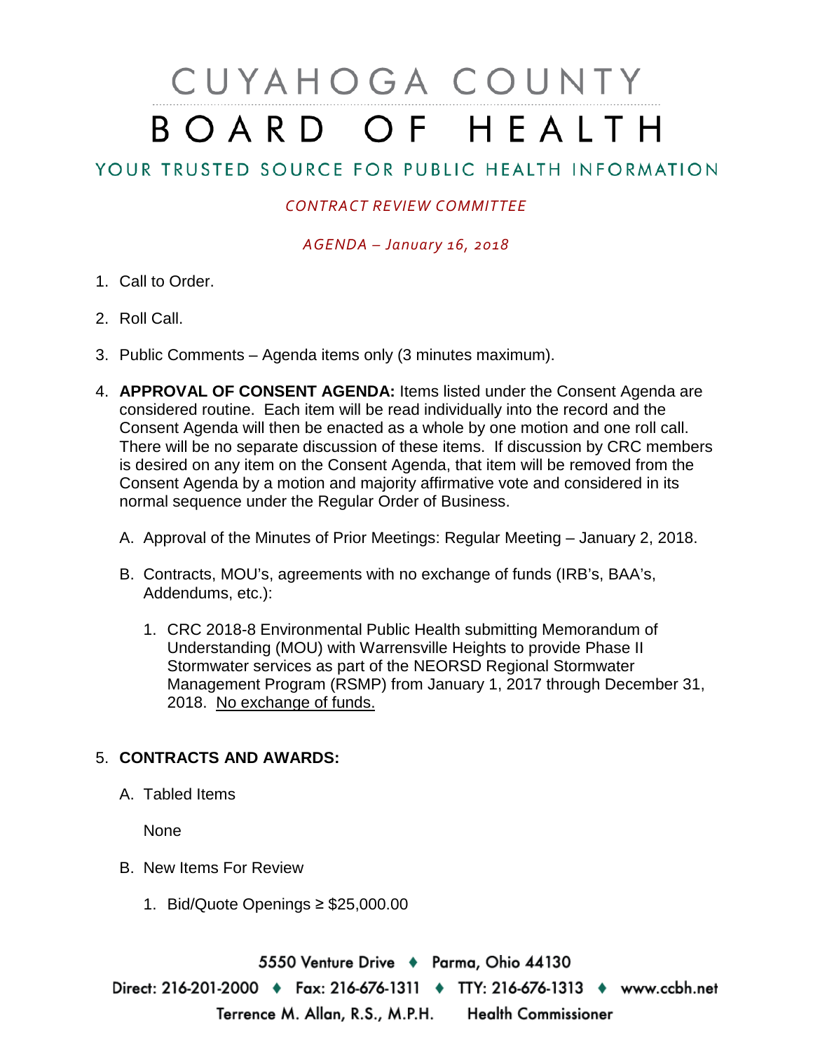# CUYAHOGA COUNTY BOARD OF HEALTH

## YOUR TRUSTED SOURCE FOR PUBLIC HEALTH INFORMATION

*CONTRACT REVIEW COMMITTEE*

*AGENDA – January 16, 2018*

1. Call to Order.

2. Roll Call.

3. Public Comments – Agenda items only (3 minutes maximum).

4. **APPROVAL OF CONSENT AGENDA:** Items listed under the Consent Agenda are considered routine. Each item will be read individually into the record and the Consent Agenda will then be enacted as a whole by one motion and one roll call. There will be no separate discussion of these items. If discussion by CRC members is desired on any item on the Consent Agenda, that item will be removed from the Consent Agenda by a motion and majority affirmative vote and considered in its normal sequence under the Regular Order of Business.

   A. Approval of the Minutes of Prior Meetings: Regular Meeting – January 2, 2018.

   B. Contracts, MOU's, agreements with no exchange of funds (IRB's, BAA's, Addendums, etc.):

      1. CRC 2018-8 Environmental Public Health submitting Memorandum of Understanding (MOU) with Warrensville Heights to provide Phase II Stormwater services as part of the NEORSD Regional Stormwater Management Program (RSMP) from January 1, 2017 through December 31, 2018. No exchange of funds.

5. **CONTRACTS AND AWARDS:**

   A. Tabled Items

      None

   B. New Items For Review

      1. Bid/Quote Openings ≥ $25,000.00

5550 Venture Drive ♦ Parma, Ohio 44130

Direct: 216-201-2000 ♦ Fax: 216-676-1311 ♦ TTY: 216-676-1313 ♦ www.ccbh.net

Terrence M. Allan, R.S., M.P.H. Health Commissioner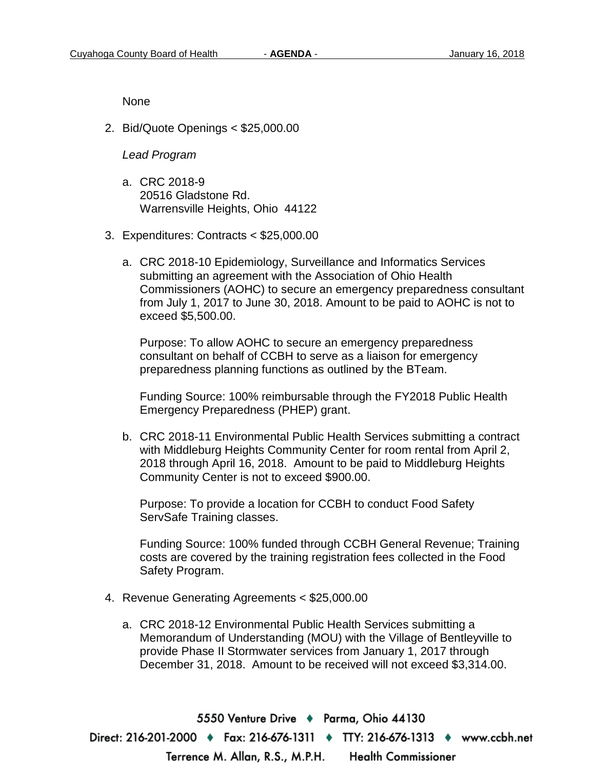None

2. Bid/Quote Openings < $25,000.00

   *Lead Program*

   a. CRC 2018-9
      20516 Gladstone Rd.
      Warrensville Heights, Ohio 44122

3. Expenditures: Contracts < $25,000.00

   a. CRC 2018-10 Epidemiology, Surveillance and Informatics Services submitting an agreement with the Association of Ohio Health Commissioners (AOHC) to secure an emergency preparedness consultant from July 1, 2017 to June 30, 2018. Amount to be paid to AOHC is not to exceed $5,500.00.

      Purpose: To allow AOHC to secure an emergency preparedness consultant on behalf of CCBH to serve as a liaison for emergency preparedness planning functions as outlined by the BTeam.

      Funding Source: 100% reimbursable through the FY2018 Public Health Emergency Preparedness (PHEP) grant.

   b. CRC 2018-11 Environmental Public Health Services submitting a contract with Middleburg Heights Community Center for room rental from April 2, 2018 through April 16, 2018. Amount to be paid to Middleburg Heights Community Center is not to exceed $900.00.

      Purpose: To provide a location for CCBH to conduct Food Safety ServSafe Training classes.

      Funding Source: 100% funded through CCBH General Revenue; Training costs are covered by the training registration fees collected in the Food Safety Program.

4. Revenue Generating Agreements < $25,000.00

   a. CRC 2018-12 Environmental Public Health Services submitting a Memorandum of Understanding (MOU) with the Village of Bentleyville to provide Phase II Stormwater services from January 1, 2017 through December 31, 2018. Amount to be received will not exceed $3,314.00.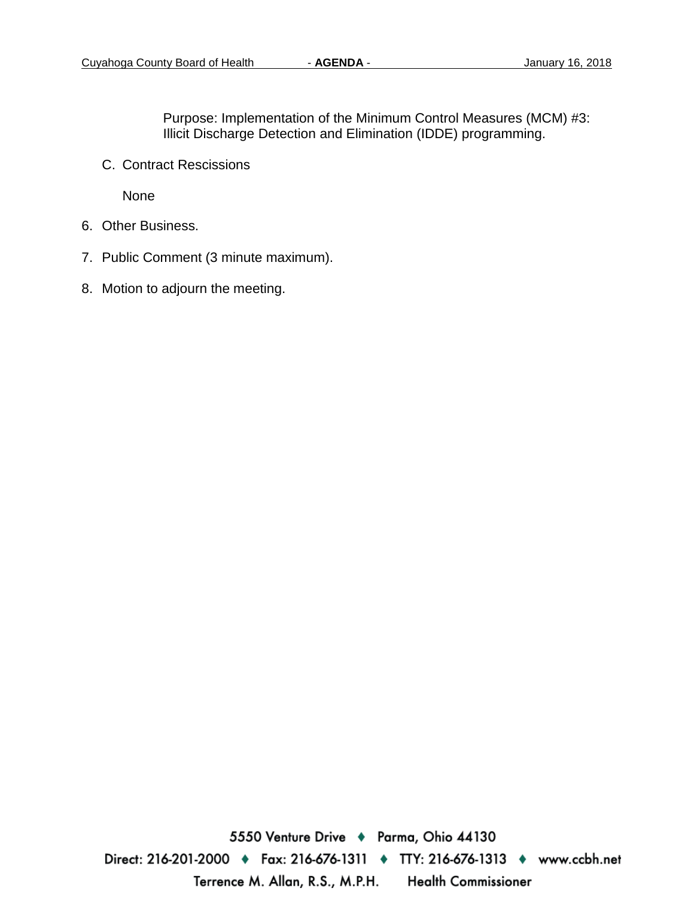Purpose: Implementation of the Minimum Control Measures (MCM) #3: Illicit Discharge Detection and Elimination (IDDE) programming.

C. Contract Rescissions

None

6. Other Business.

7. Public Comment (3 minute maximum).

8. Motion to adjourn the meeting.

5550 Venture Drive ♦ Parma, Ohio 44130

Direct: 216-201-2000 ♦ Fax: 216-676-1311 ♦ TTY: 216-676-1313 ♦ www.ccbh.net

Terrence M. Allan, R.S., M.P.H. Health Commissioner